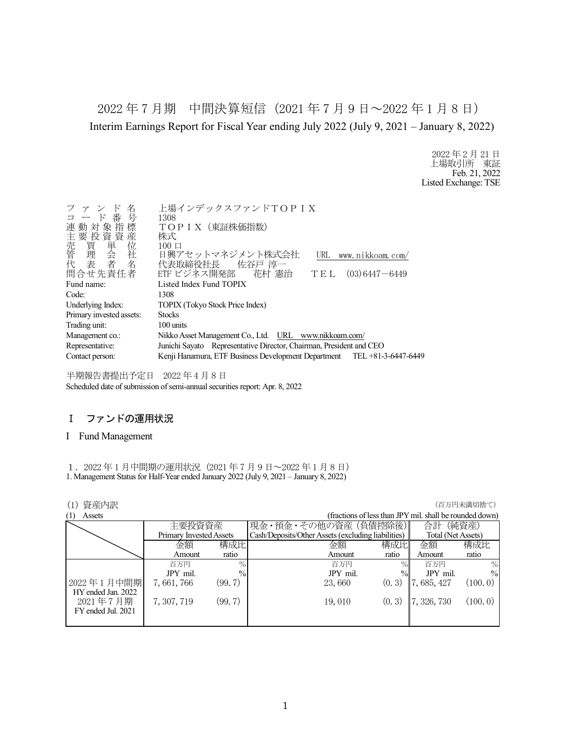# 2022 年 7 月期　中間決算短信（2021 年 7 月 9 日～2022 年 1 月 8 日）

## Interim Earnings Report for Fiscal Year ending July 2022 (July 9, 2021 – January 8, 2022)

2022 年 2 月 21 日
上場取引所　東証
Feb. 21, 2022
Listed Exchange: TSE

| | |
|---|---|
| ファンド名 | 上場インデックスファンドＴＯＰＩＸ |
| コード番号 | 1308 |
| 連動対象指標 | ＴＯＰＩＸ（東証株価指数） |
| 主要投資資産 | 株式 |
| 売買単位 | 100 口 |
| 管理会社 | 日興アセットマネジメント株式会社　URL　www.nikkoam.com/ |
| 代表者名 | 代表取締役社長　佐谷戸 淳一 |
| 問合せ先責任者 | ETF ビジネス開発部　花村 憲治　ＴＥＬ　(03)6447－6449 |
| Fund name: | Listed Index Fund TOPIX |
| Code: | 1308 |
| Underlying Index: | TOPIX (Tokyo Stock Price Index) |
| Primary invested assets: | Stocks |
| Trading unit: | 100 units |
| Management co.: | Nikko Asset Management Co., Ltd.　URL　www.nikkoam.com/ |
| Representative: | Junichi Sayato　Representative Director, Chairman, President and CEO |
| Contact person: | Kenji Hanamura, ETF Business Development Department　TEL +81-3-6447-6449 |

半期報告書提出予定日　2022 年 4 月 8 日
Scheduled date of submission of semi-annual securities report: Apr. 8, 2022

## Ⅰ　ファンドの運用状況

## I　Fund Management

### １．2022 年 1 月中間期の運用状況（2021 年 7 月 9 日～2022 年 1 月 8 日）
### 1. Management Status for Half-Year ended January 2022 (July 9, 2021 – January 8, 2022)

(1) 資産内訳　（百万円未満切捨て）
(1) Assets　(fractions of less than JPY mil. shall be rounded down)

| | 主要投資資産 Primary Invested Assets | | 現金・預金・その他の資産（負債控除後） Cash/Deposits/Other Assets (excluding liabilities) | | 合計（純資産） Total (Net Assets) | |
|---|---|---|---|---|---|---|
| | 金額 Amount | 構成比 ratio | 金額 Amount | 構成比 ratio | 金額 Amount | 構成比 ratio |
| | 百万円 JPY mil. | % | 百万円 JPY mil. | % | 百万円 JPY mil. | % |
| 2022 年 1 月中間期 HY ended Jan. 2022 | 7, 661, 766 | (99. 7) | 23, 660 | (0. 3) | 7, 685, 427 | (100. 0) |
| 2021 年 7 月期 FY ended Jul. 2021 | 7, 307, 719 | (99. 7) | 19, 010 | (0. 3) | 7, 326, 730 | (100. 0) |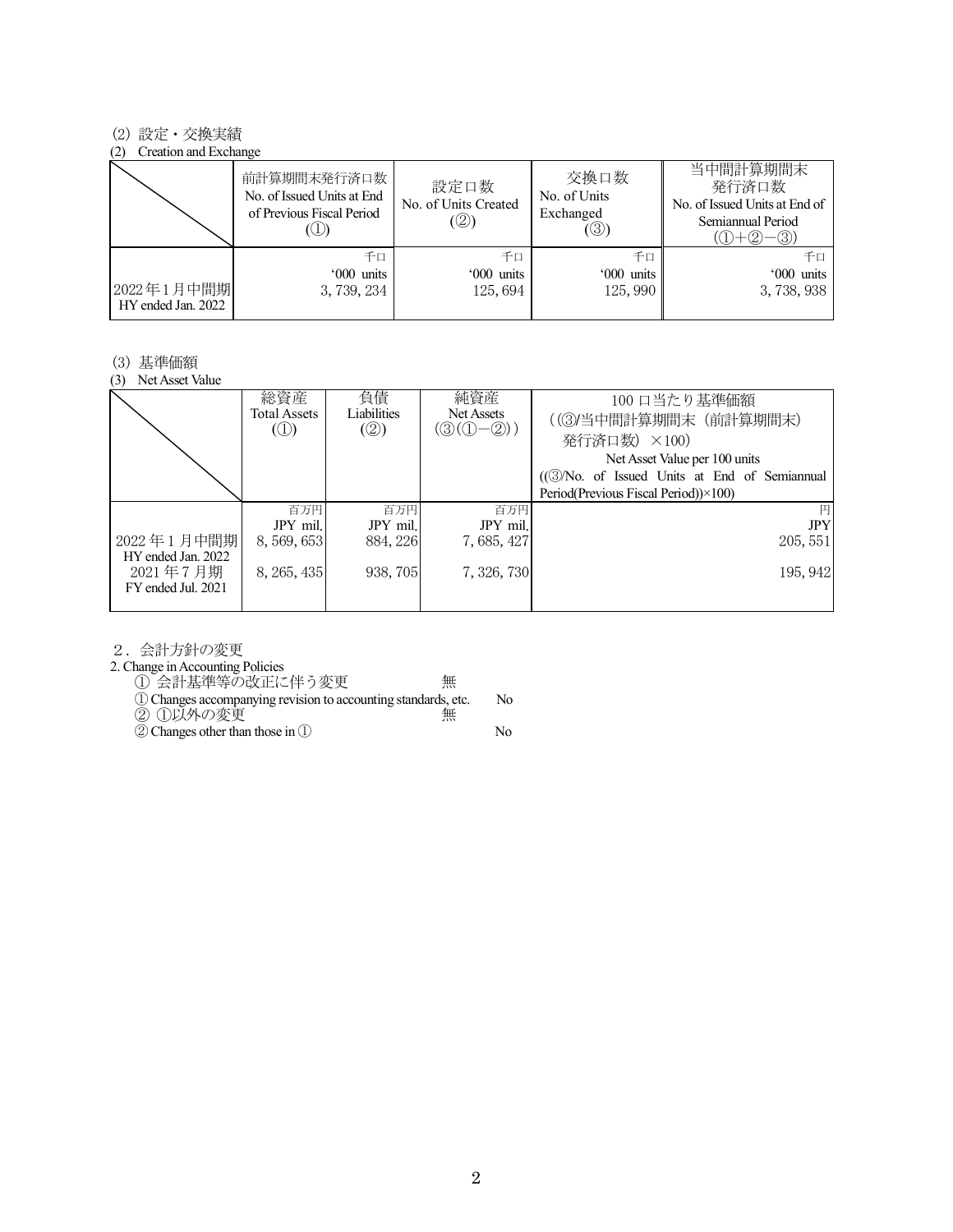(2) 設定・交換実績

(2) Creation and Exchange

| | 前計算期間末発行済口数<br>No. of Issued Units at End of Previous Fiscal Period<br>(①) | 設定口数<br>No. of Units Created<br>(②) | 交換口数<br>No. of Units Exchanged<br>(③) | 当中間計算期間末<br>発行済口数<br>No. of Issued Units at End of Semiannual Period<br>(①+②−③) |
|---|---|---|---|---|
| | 千口<br>'000 units | 千口<br>'000 units | 千口<br>'000 units | 千口<br>'000 units |
| 2022年1月中間期<br>HY ended Jan. 2022 | 3, 739, 234 | 125, 694 | 125, 990 | 3, 738, 938 |

(3) 基準価額

(3) Net Asset Value

| | 総資産<br>Total Assets<br>(①) | 負債<br>Liabilities<br>(②) | 純資産<br>Net Assets<br>(③(①−②)) | 100口当たり基準価額<br>((③/当中間計算期間末(前計算期間末)発行済口数)×100)<br>Net Asset Value per 100 units<br>((③/No. of Issued Units at End of Semiannual Period(Previous Fiscal Period))×100) |
|---|---|---|---|---|
| | 百万円<br>JPY mil. | 百万円<br>JPY mil. | 百万円<br>JPY mil. | 円<br>JPY |
| 2022年1月中間期<br>HY ended Jan. 2022 | 8, 569, 653 | 884, 226 | 7, 685, 427 | 205, 551 |
| 2021年7月期<br>FY ended Jul. 2021 | 8, 265, 435 | 938, 705 | 7, 326, 730 | 195, 942 |

２．会計方針の変更

2. Change in Accounting Policies

① 会計基準等の改正に伴う変更　無

① Changes accompanying revision to accounting standards, etc.　No

② ①以外の変更　無

② Changes other than those in ①　No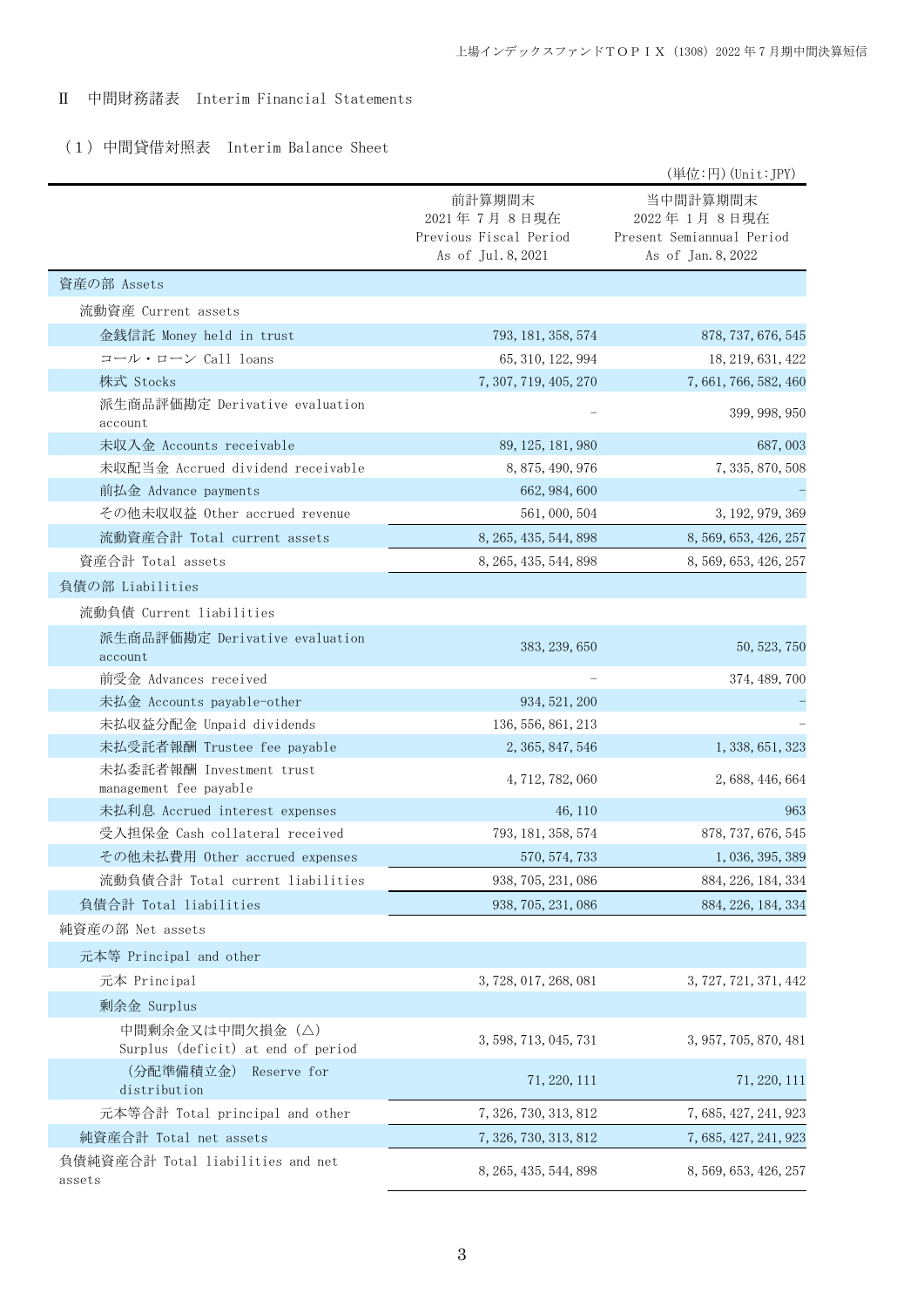## Ⅱ　中間財務諸表　Interim Financial Statements

### （1）中間貸借対照表　Interim Balance Sheet

（単位:円）(Unit:JPY)

| | 前計算期間末<br>2021 年 7 月 8 日現在<br>Previous Fiscal Period<br>As of Jul.8,2021 | 当中間計算期間末<br>2022 年 1 月 8 日現在<br>Present Semiannual Period<br>As of Jan.8,2022 |
|---|---|---|
| 資産の部 Assets | | |
| 流動資産 Current assets | | |
| 金銭信託 Money held in trust | 793,181,358,574 | 878,737,676,545 |
| コール・ローン Call loans | 65,310,122,994 | 18,219,631,422 |
| 株式 Stocks | 7,307,719,405,270 | 7,661,766,582,460 |
| 派生商品評価勘定 Derivative evaluation account | – | 399,998,950 |
| 未収入金 Accounts receivable | 89,125,181,980 | 687,003 |
| 未収配当金 Accrued dividend receivable | 8,875,490,976 | 7,335,870,508 |
| 前払金 Advance payments | 662,984,600 | – |
| その他未収収益 Other accrued revenue | 561,000,504 | 3,192,979,369 |
| 流動資産合計 Total current assets | 8,265,435,544,898 | 8,569,653,426,257 |
| 資産合計 Total assets | 8,265,435,544,898 | 8,569,653,426,257 |
| 負債の部 Liabilities | | |
| 流動負債 Current liabilities | | |
| 派生商品評価勘定 Derivative evaluation account | 383,239,650 | 50,523,750 |
| 前受金 Advances received | – | 374,489,700 |
| 未払金 Accounts payable-other | 934,521,200 | – |
| 未払収益分配金 Unpaid dividends | 136,556,861,213 | – |
| 未払受託者報酬 Trustee fee payable | 2,365,847,546 | 1,338,651,323 |
| 未払委託者報酬 Investment trust management fee payable | 4,712,782,060 | 2,688,446,664 |
| 未払利息 Accrued interest expenses | 46,110 | 963 |
| 受入担保金 Cash collateral received | 793,181,358,574 | 878,737,676,545 |
| その他未払費用 Other accrued expenses | 570,574,733 | 1,036,395,389 |
| 流動負債合計 Total current liabilities | 938,705,231,086 | 884,226,184,334 |
| 負債合計 Total liabilities | 938,705,231,086 | 884,226,184,334 |
| 純資産の部 Net assets | | |
| 元本等 Principal and other | | |
| 元本 Principal | 3,728,017,268,081 | 3,727,721,371,442 |
| 剰余金 Surplus | | |
| 中間剰余金又は中間欠損金（△） Surplus (deficit) at end of period | 3,598,713,045,731 | 3,957,705,870,481 |
| （分配準備積立金） Reserve for distribution | 71,220,111 | 71,220,111 |
| 元本等合計 Total principal and other | 7,326,730,313,812 | 7,685,427,241,923 |
| 純資産合計 Total net assets | 7,326,730,313,812 | 7,685,427,241,923 |
| 負債純資産合計 Total liabilities and net assets | 8,265,435,544,898 | 8,569,653,426,257 |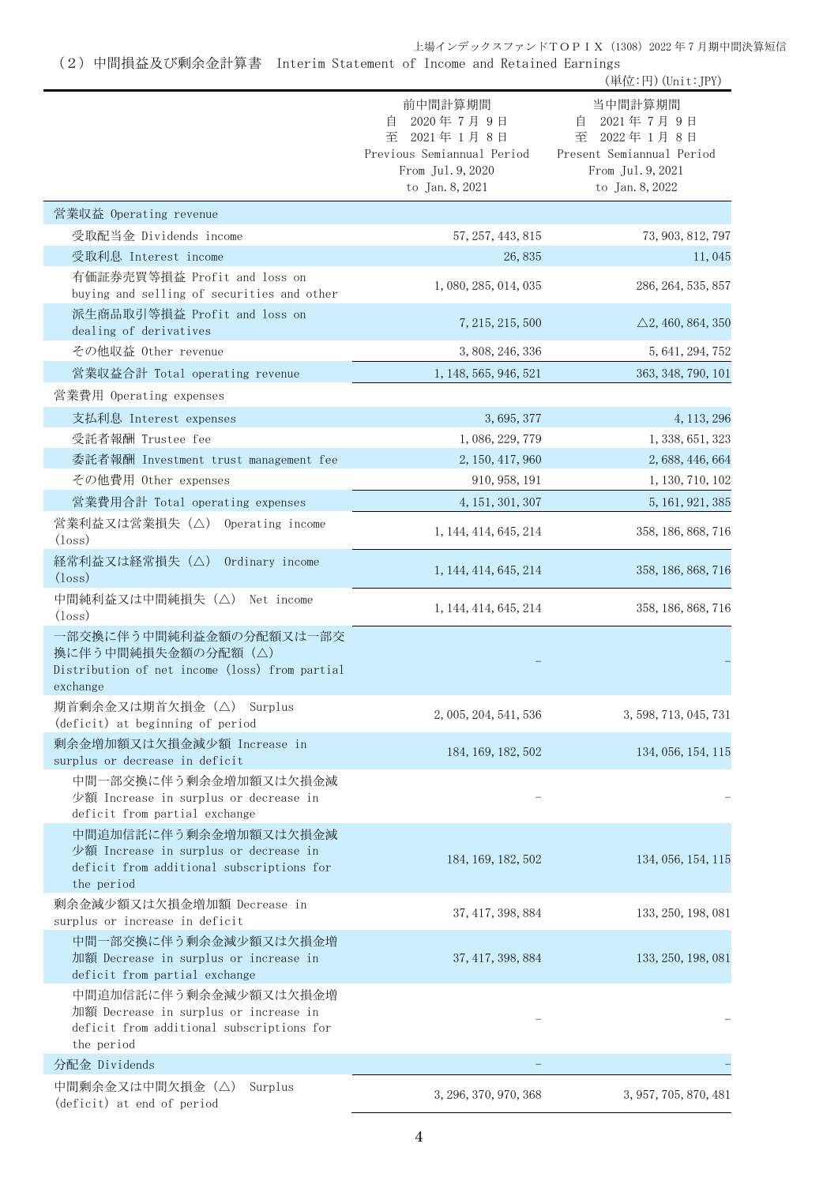## （２）中間損益及び剰余金計算書　Interim Statement of Income and Retained Earnings

（単位:円）(Unit:JPY)

| | 前中間計算期間<br>自　2020年７月９日<br>至　2021年１月８日<br>Previous Semiannual Period<br>From Jul.9,2020<br>to Jan.8,2021 | 当中間計算期間<br>自　2021年７月９日<br>至　2022年１月８日<br>Present Semiannual Period<br>From Jul.9,2021<br>to Jan.8,2022 |
|---|---|---|
| 営業収益 Operating revenue | | |
| 受取配当金 Dividends income | 57,257,443,815 | 73,903,812,797 |
| 受取利息 Interest income | 26,835 | 11,045 |
| 有価証券売買等損益 Profit and loss on buying and selling of securities and other | 1,080,285,014,035 | 286,264,535,857 |
| 派生商品取引等損益 Profit and loss on dealing of derivatives | 7,215,215,500 | △2,460,864,350 |
| その他収益 Other revenue | 3,808,246,336 | 5,641,294,752 |
| 営業収益合計 Total operating revenue | 1,148,565,946,521 | 363,348,790,101 |
| 営業費用 Operating expenses | | |
| 支払利息 Interest expenses | 3,695,377 | 4,113,296 |
| 受託者報酬 Trustee fee | 1,086,229,779 | 1,338,651,323 |
| 委託者報酬 Investment trust management fee | 2,150,417,960 | 2,688,446,664 |
| その他費用 Other expenses | 910,958,191 | 1,130,710,102 |
| 営業費用合計 Total operating expenses | 4,151,301,307 | 5,161,921,385 |
| 営業利益又は営業損失（△） Operating income (loss) | 1,144,414,645,214 | 358,186,868,716 |
| 経常利益又は経常損失（△） Ordinary income (loss) | 1,144,414,645,214 | 358,186,868,716 |
| 中間純利益又は中間純損失（△） Net income (loss) | 1,144,414,645,214 | 358,186,868,716 |
| 一部交換に伴う中間純利益金額の分配額又は一部交換に伴う中間純損失金額の分配額（△） Distribution of net income (loss) from partial exchange | － | － |
| 期首剰余金又は期首欠損金（△） Surplus (deficit) at beginning of period | 2,005,204,541,536 | 3,598,713,045,731 |
| 剰余金増加額又は欠損金減少額 Increase in surplus or decrease in deficit | 184,169,182,502 | 134,056,154,115 |
| 中間一部交換に伴う剰余金増加額又は欠損金減少額 Increase in surplus or decrease in deficit from partial exchange | － | － |
| 中間追加信託に伴う剰余金増加額又は欠損金減少額 Increase in surplus or decrease in deficit from additional subscriptions for the period | 184,169,182,502 | 134,056,154,115 |
| 剰余金減少額又は欠損金増加額 Decrease in surplus or increase in deficit | 37,417,398,884 | 133,250,198,081 |
| 中間一部交換に伴う剰余金減少額又は欠損金増加額 Decrease in surplus or increase in deficit from partial exchange | 37,417,398,884 | 133,250,198,081 |
| 中間追加信託に伴う剰余金減少額又は欠損金増加額 Decrease in surplus or increase in deficit from additional subscriptions for the period | － | － |
| 分配金 Dividends | － | － |
| 中間剰余金又は中間欠損金（△） Surplus (deficit) at end of period | 3,296,370,970,368 | 3,957,705,870,481 |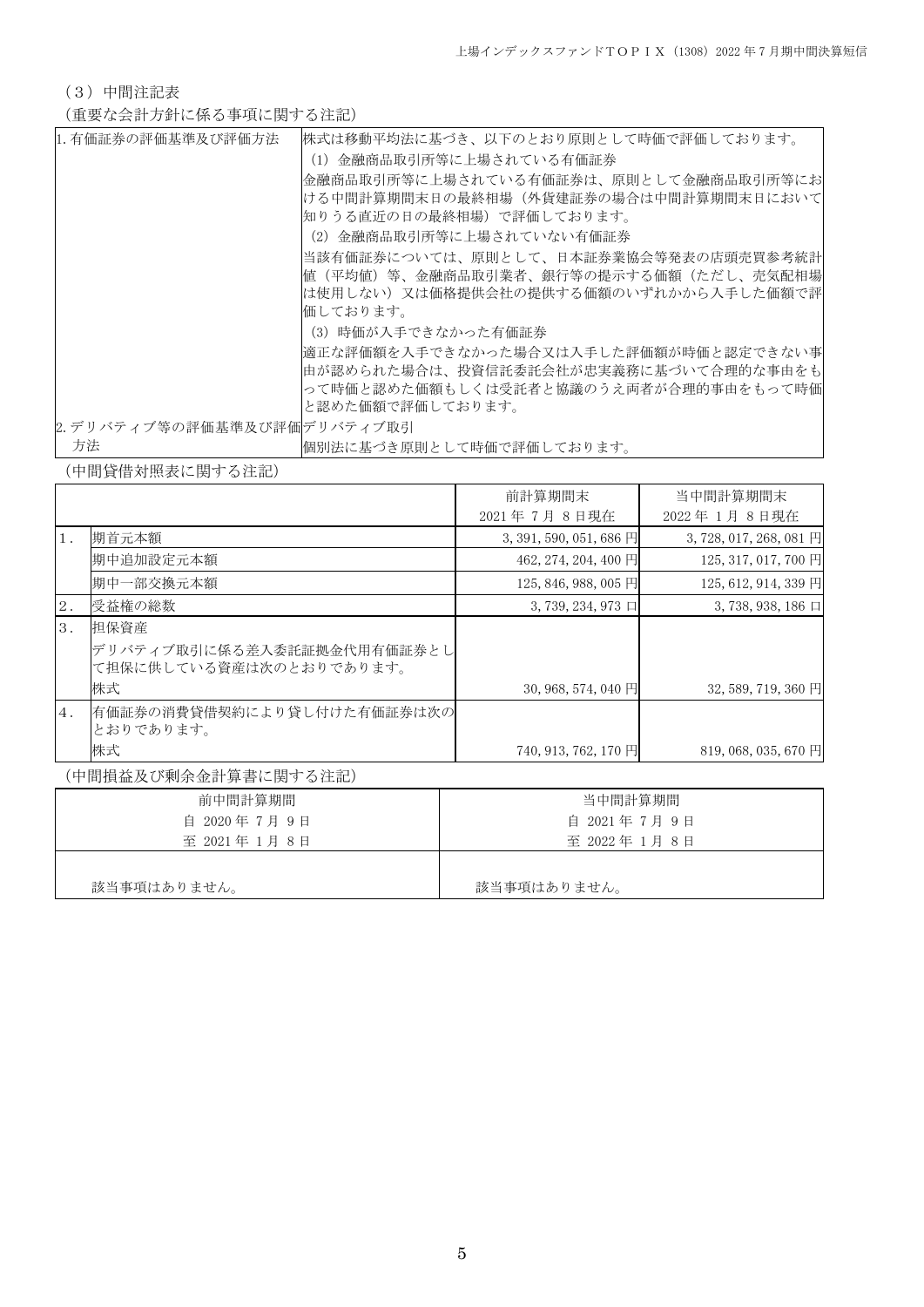（３）中間注記表

（重要な会計方針に係る事項に関する注記）

| | |
|---|---|
| 1. 有価証券の評価基準及び評価方法 | 株式は移動平均法に基づき、以下のとおり原則として時価で評価しております。<br>(1) 金融商品取引所等に上場されている有価証券<br>金融商品取引所等に上場されている有価証券は、原則として金融商品取引所等における中間計算期間末日の最終相場（外貨建証券の場合は中間計算期間末日において知りうる直近の日の最終相場）で評価しております。<br>(2) 金融商品取引所等に上場されていない有価証券<br>当該有価証券については、原則として、日本証券業協会等発表の店頭売買参考統計値（平均値）等、金融商品取引業者、銀行等の提示する価額（ただし、売気配相場は使用しない）又は価格提供会社の提供する価額のいずれかから入手した価額で評価しております。<br>(3) 時価が入手できなかった有価証券<br>適正な評価額を入手できなかった場合又は入手した評価額が時価と認定できない事由が認められた場合は、投資信託委託会社が忠実義務に基づいて合理的な事由をもって時価と認めた価額もしくは受託者と協議のうえ両者が合理的事由をもって時価と認めた価額で評価しております。 |
| 2. デリバティブ等の評価基準及び評価方法 | デリバティブ取引<br>個別法に基づき原則として時価で評価しております。 |

（中間貸借対照表に関する注記）

| | | 前計算期間末<br>2021 年 7 月 8 日現在 | 当中間計算期間末<br>2022 年 1 月 8 日現在 |
|---|---|---|---|
| 1. | 期首元本額 | 3,391,590,051,686 円 | 3,728,017,268,081 円 |
| | 期中追加設定元本額 | 462,274,204,400 円 | 125,317,017,700 円 |
| | 期中一部交換元本額 | 125,846,988,005 円 | 125,612,914,339 円 |
| 2. | 受益権の総数 | 3,739,234,973 口 | 3,738,938,186 口 |
| 3. | 担保資産<br>デリバティブ取引に係る差入委託証拠金代用有価証券として担保に供している資産は次のとおりであります。 | | |
| | 株式 | 30,968,574,040 円 | 32,589,719,360 円 |
| 4. | 有価証券の消費貸借契約により貸し付けた有価証券は次のとおりであります。 | | |
| | 株式 | 740,913,762,170 円 | 819,068,035,670 円 |

（中間損益及び剰余金計算書に関する注記）

| 前中間計算期間<br>自 2020 年 7 月 9 日<br>至 2021 年 1 月 8 日 | 当中間計算期間<br>自 2021 年 7 月 9 日<br>至 2022 年 1 月 8 日 |
|---|---|
| 該当事項はありません。 | 該当事項はありません。 |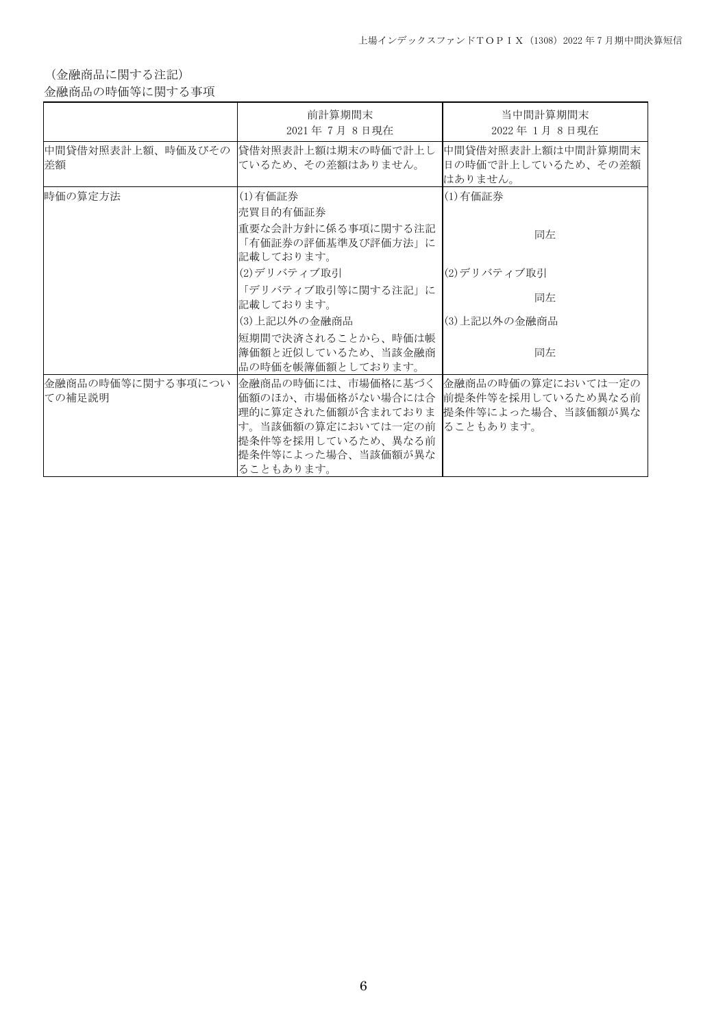（金融商品に関する注記）

金融商品の時価等に関する事項

| | 前計算期間末<br>2021 年 7 月 8 日現在 | 当中間計算期間末<br>2022 年 1 月 8 日現在 |
|---|---|---|
| 中間貸借対照表計上額、時価及びその差額 | 貸借対照表計上額は期末の時価で計上しているため、その差額はありません。 | 中間貸借対照表計上額は中間計算期間末日の時価で計上しているため、その差額はありません。 |
| 時価の算定方法 | (1)有価証券<br>売買目的有価証券<br>重要な会計方針に係る事項に関する注記「有価証券の評価基準及び評価方法」に記載しております。<br>(2)デリバティブ取引<br>「デリバティブ取引等に関する注記」に記載しております。<br>(3)上記以外の金融商品<br>短期間で決済されることから、時価は帳簿価額と近似しているため、当該金融商品の時価を帳簿価額としております。 | (1)有価証券<br>同左<br>(2)デリバティブ取引<br>同左<br>(3)上記以外の金融商品<br>同左 |
| 金融商品の時価等に関する事項についての補足説明 | 金融商品の時価には、市場価格に基づく価額のほか、市場価格がない場合には合理的に算定された価額が含まれております。当該価額の算定においては一定の前提条件等を採用しているため、異なる前提条件等によった場合、当該価額が異なることもあります。 | 金融商品の時価の算定においては一定の前提条件等を採用しているため異なる前提条件等によった場合、当該価額が異なることもあります。 |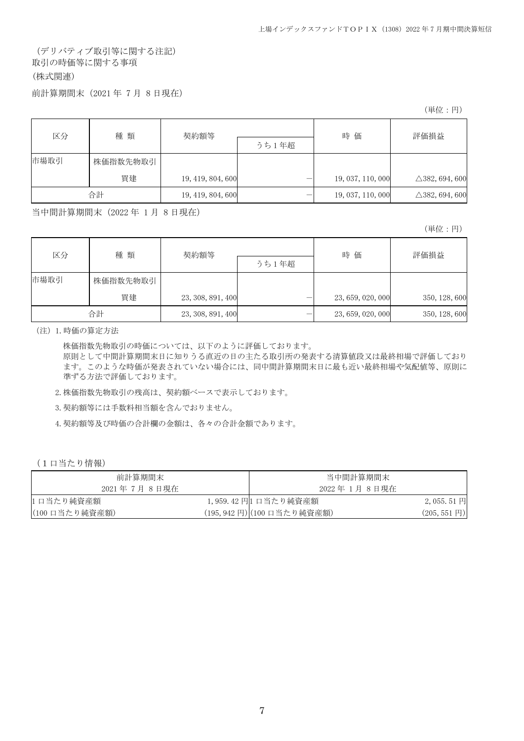（デリバティブ取引等に関する注記）
取引の時価等に関する事項
（株式関連）

前計算期間末（2021 年 7 月 8 日現在）

（単位：円）

| 区分 | 種 類 | 契約額等 | | 時 価 | 評価損益 |
|---|---|---|---|---|---|
| | | | うち 1 年超 | | |
| 市場取引 | 株価指数先物取引 | | | | |
| | 買建 | 19, 419, 804, 600 | ― | 19, 037, 110, 000 | △382, 694, 600 |
| 合計 | | 19, 419, 804, 600 | ― | 19, 037, 110, 000 | △382, 694, 600 |

当中間計算期間末（2022 年 1 月 8 日現在）

（単位：円）

| 区分 | 種 類 | 契約額等 | | 時 価 | 評価損益 |
|---|---|---|---|---|---|
| | | | うち 1 年超 | | |
| 市場取引 | 株価指数先物取引 | | | | |
| | 買建 | 23, 308, 891, 400 | ― | 23, 659, 020, 000 | 350, 128, 600 |
| 合計 | | 23, 308, 891, 400 | ― | 23, 659, 020, 000 | 350, 128, 600 |

（注）1. 時価の算定方法

株価指数先物取引の時価については、以下のように評価しております。
原則として中間計算期間末日に知りうる直近の日の主たる取引所の発表する清算値段又は最終相場で評価しております。このような時価が発表されていない場合には、同中間計算期間末日に最も近い最終相場や気配値等、原則に準ずる方法で評価しております。

2. 株価指数先物取引の残高は、契約額ベースで表示しております。

3. 契約額等には手数料相当額を含んでおりません。

4. 契約額等及び時価の合計欄の金額は、各々の合計金額であります。

（1 口当たり情報）

| 前計算期間末<br>2021 年 7 月 8 日現在 | | 当中間計算期間末<br>2022 年 1 月 8 日現在 | |
|---|---|---|---|
| 1 口当たり純資産額 | 1, 959. 42 円 | 1 口当たり純資産額 | 2, 055. 51 円 |
| (100 口当たり純資産額) | (195, 942 円) | (100 口当たり純資産額) | (205, 551 円) |